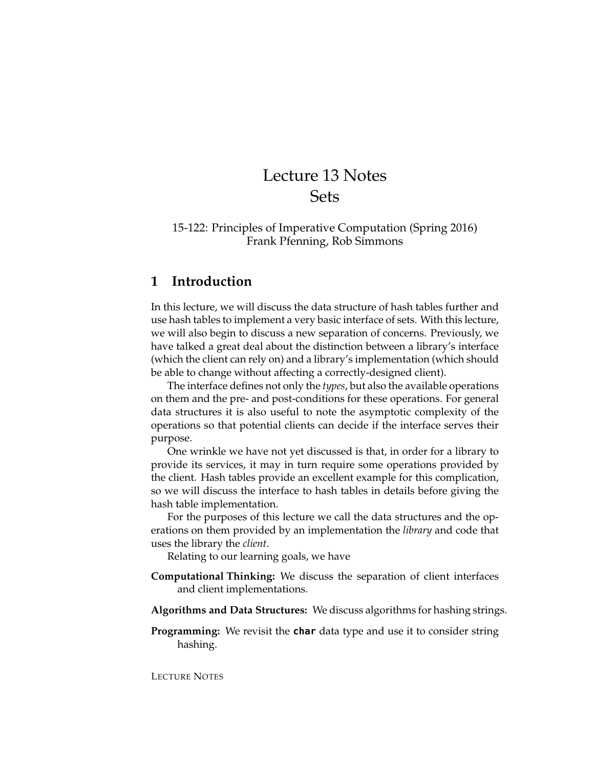# Lecture 13 Notes
# Sets

15-122: Principles of Imperative Computation (Spring 2016)
Frank Pfenning, Rob Simmons

## 1 Introduction

In this lecture, we will discuss the data structure of hash tables further and use hash tables to implement a very basic interface of sets. With this lecture, we will also begin to discuss a new separation of concerns. Previously, we have talked a great deal about the distinction between a library's interface (which the client can rely on) and a library's implementation (which should be able to change without affecting a correctly-designed client).

The interface defines not only the *types*, but also the available operations on them and the pre- and post-conditions for these operations. For general data structures it is also useful to note the asymptotic complexity of the operations so that potential clients can decide if the interface serves their purpose.

One wrinkle we have not yet discussed is that, in order for a library to provide its services, it may in turn require some operations provided by the client. Hash tables provide an excellent example for this complication, so we will discuss the interface to hash tables in details before giving the hash table implementation.

For the purposes of this lecture we call the data structures and the operations on them provided by an implementation the *library* and code that uses the library the *client*.

Relating to our learning goals, we have

**Computational Thinking:** We discuss the separation of client interfaces and client implementations.

**Algorithms and Data Structures:** We discuss algorithms for hashing strings.

**Programming:** We revisit the **`char`** data type and use it to consider string hashing.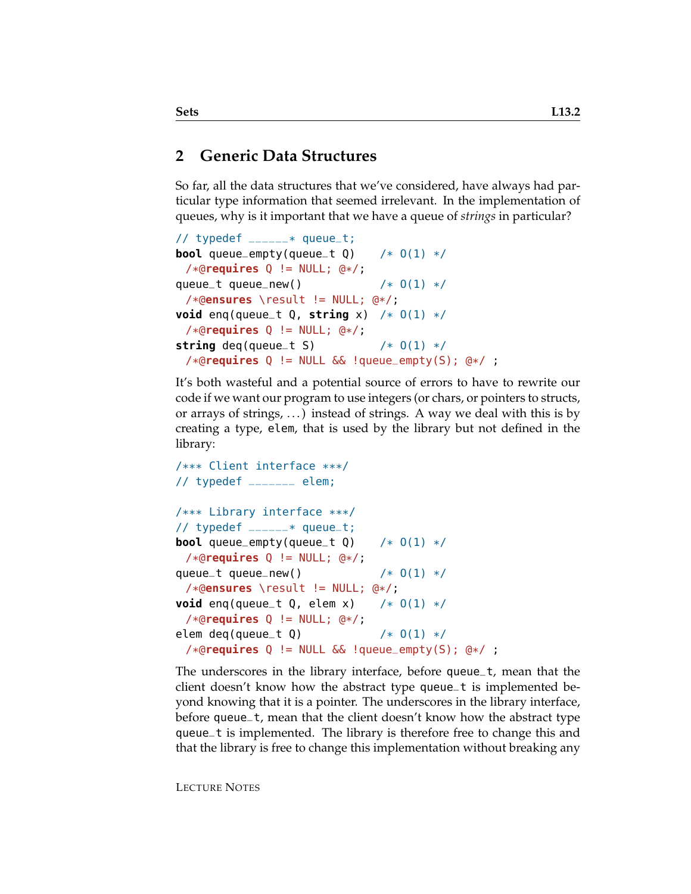## 2 Generic Data Structures

So far, all the data structures that we've considered, have always had particular type information that seemed irrelevant. In the implementation of queues, why is it important that we have a queue of *strings* in particular?

```
// typedef ______* queue_t;
bool queue_empty(queue_t Q)    /* O(1) */
  /*@requires Q != NULL; @*/;
queue_t queue_new()            /* O(1) */
  /*@ensures \result != NULL; @*/;
void enq(queue_t Q, string x)  /* O(1) */
  /*@requires Q != NULL; @*/;
string deq(queue_t S)          /* O(1) */
  /*@requires Q != NULL && !queue_empty(S); @*/ ;
```

It's both wasteful and a potential source of errors to have to rewrite our code if we want our program to use integers (or chars, or pointers to structs, or arrays of strings, . . . ) instead of strings. A way we deal with this is by creating a type, elem, that is used by the library but not defined in the library:

```
/*** Client interface ***/
// typedef _______ elem;

/*** Library interface ***/
// typedef ______* queue_t;
bool queue_empty(queue_t Q)    /* O(1) */
  /*@requires Q != NULL; @*/;
queue_t queue_new()            /* O(1) */
  /*@ensures \result != NULL; @*/;
void enq(queue_t Q, elem x)    /* O(1) */
  /*@requires Q != NULL; @*/;
elem deq(queue_t Q)            /* O(1) */
  /*@requires Q != NULL && !queue_empty(S); @*/ ;
```

The underscores in the library interface, before queue_t, mean that the client doesn't know how the abstract type queue_t is implemented beyond knowing that it is a pointer. The underscores in the library interface, before queue_t, mean that the client doesn't know how the abstract type queue_t is implemented. The library is therefore free to change this and that the library is free to change this implementation without breaking any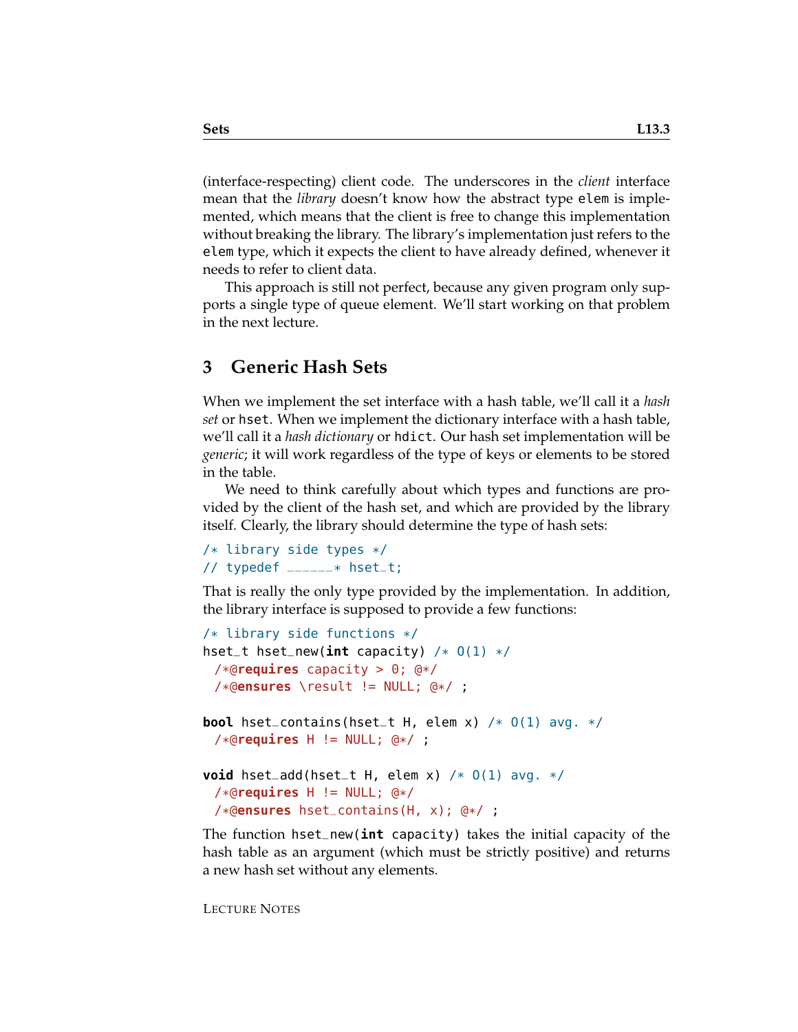(interface-respecting) client code. The underscores in the *client* interface mean that the *library* doesn't know how the abstract type `elem` is implemented, which means that the client is free to change this implementation without breaking the library. The library's implementation just refers to the `elem` type, which it expects the client to have already defined, whenever it needs to refer to client data.

This approach is still not perfect, because any given program only supports a single type of queue element. We'll start working on that problem in the next lecture.

## 3 Generic Hash Sets

When we implement the set interface with a hash table, we'll call it a *hash set* or `hset`. When we implement the dictionary interface with a hash table, we'll call it a *hash dictionary* or `hdict`. Our hash set implementation will be *generic*; it will work regardless of the type of keys or elements to be stored in the table.

We need to think carefully about which types and functions are provided by the client of the hash set, and which are provided by the library itself. Clearly, the library should determine the type of hash sets:

```
/* library side types */
// typedef ______* hset_t;
```

That is really the only type provided by the implementation. In addition, the library interface is supposed to provide a few functions:

```
/* library side functions */
hset_t hset_new(int capacity) /* O(1) */
  /*@requires capacity > 0; @*/
  /*@ensures \result != NULL; @*/ ;

bool hset_contains(hset_t H, elem x) /* O(1) avg. */
  /*@requires H != NULL; @*/ ;

void hset_add(hset_t H, elem x) /* O(1) avg. */
  /*@requires H != NULL; @*/
  /*@ensures hset_contains(H, x); @*/ ;
```

The function `hset_new(int capacity)` takes the initial capacity of the hash table as an argument (which must be strictly positive) and returns a new hash set without any elements.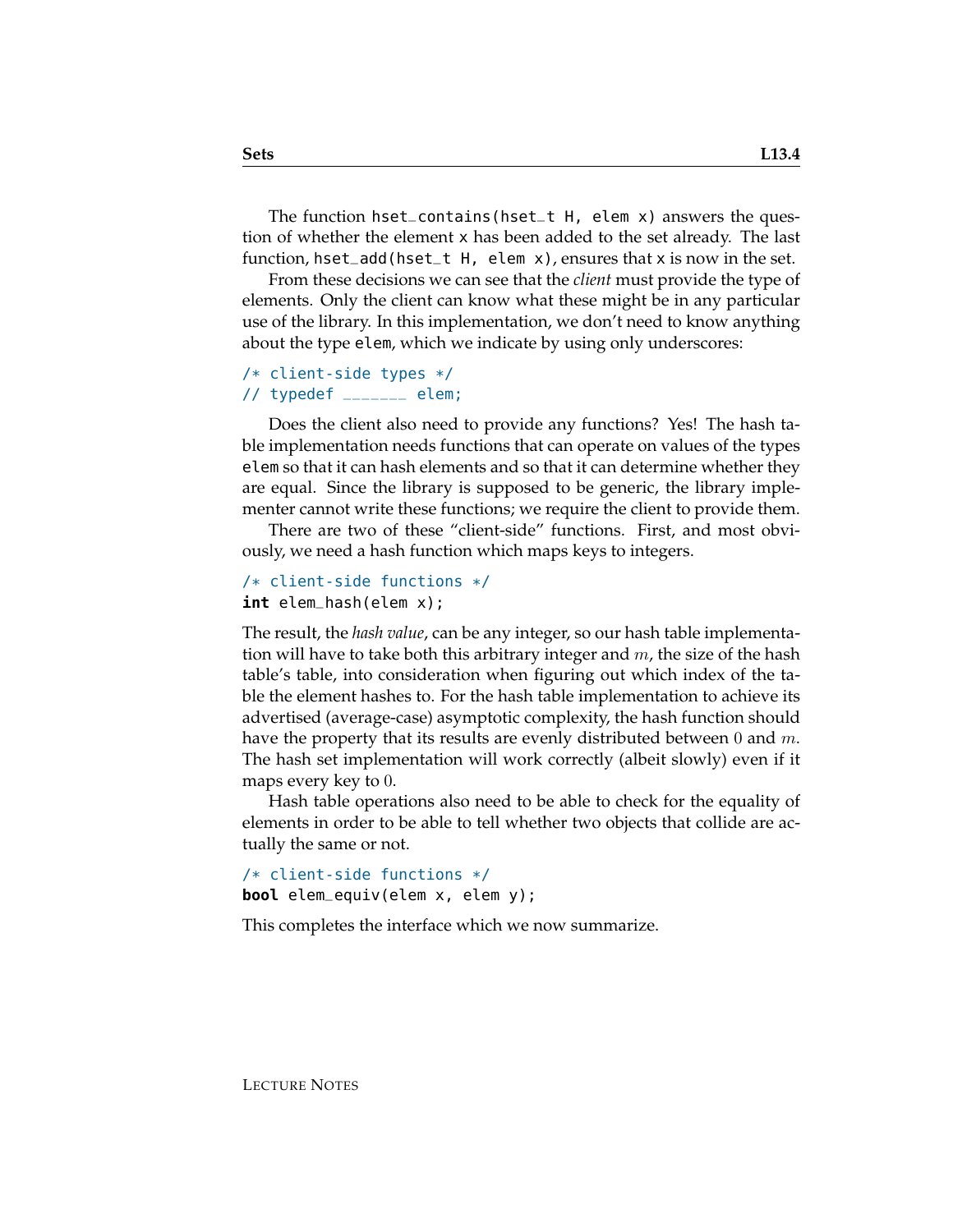The function `hset_contains(hset_t H, elem x)` answers the question of whether the element `x` has been added to the set already. The last function, `hset_add(hset_t H, elem x)`, ensures that `x` is now in the set.

From these decisions we can see that the *client* must provide the type of elements. Only the client can know what these might be in any particular use of the library. In this implementation, we don't need to know anything about the type `elem`, which we indicate by using only underscores:

```
/* client-side types */
// typedef _______ elem;
```

Does the client also need to provide any functions? Yes! The hash table implementation needs functions that can operate on values of the types `elem` so that it can hash elements and so that it can determine whether they are equal. Since the library is supposed to be generic, the library implementer cannot write these functions; we require the client to provide them.

There are two of these "client-side" functions. First, and most obviously, we need a hash function which maps keys to integers.

```
/* client-side functions */
int elem_hash(elem x);
```

The result, the *hash value*, can be any integer, so our hash table implementation will have to take both this arbitrary integer and $m$, the size of the hash table's table, into consideration when figuring out which index of the table the element hashes to. For the hash table implementation to achieve its advertised (average-case) asymptotic complexity, the hash function should have the property that its results are evenly distributed between $0$ and $m$. The hash set implementation will work correctly (albeit slowly) even if it maps every key to $0$.

Hash table operations also need to be able to check for the equality of elements in order to be able to tell whether two objects that collide are actually the same or not.

```
/* client-side functions */
bool elem_equiv(elem x, elem y);
```

This completes the interface which we now summarize.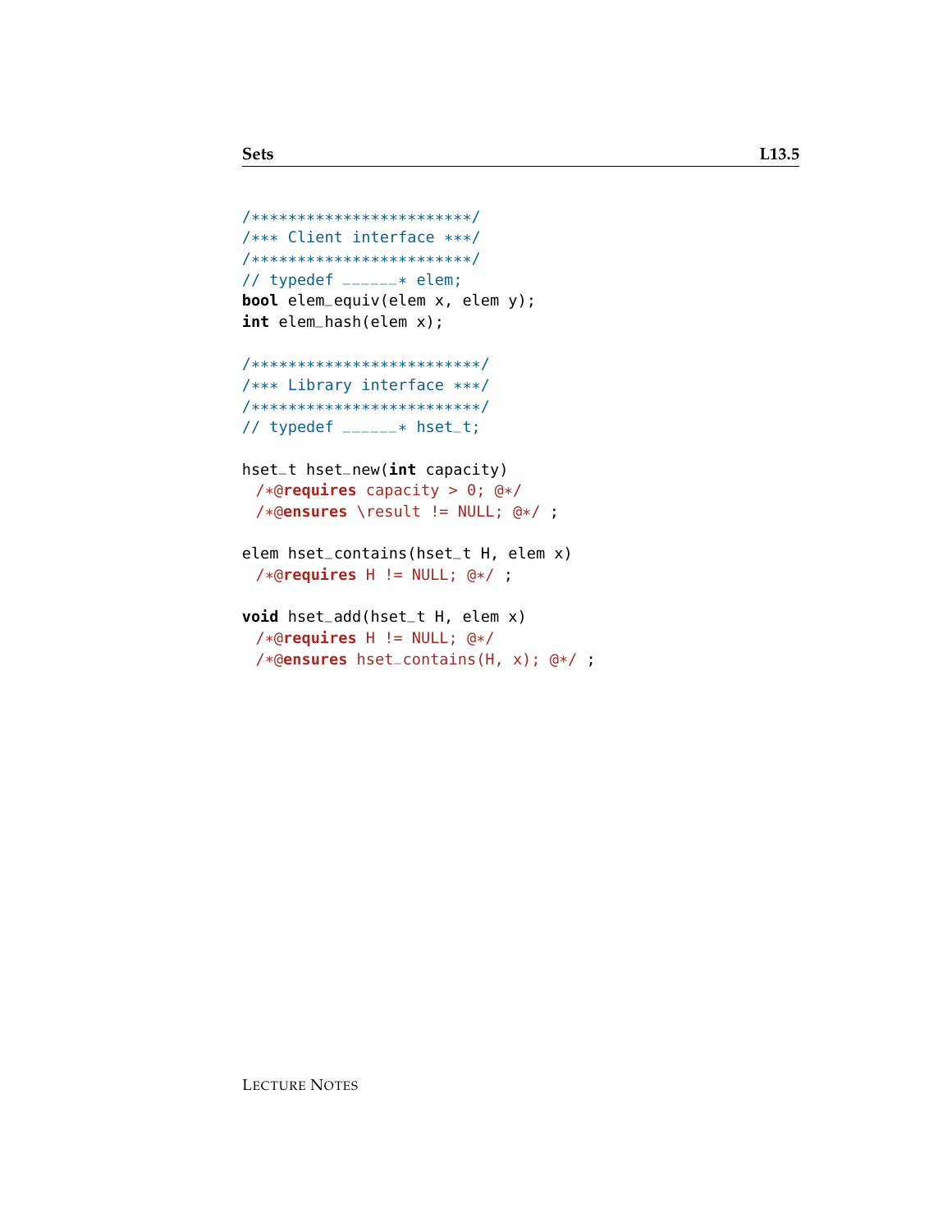```
/************************/
/*** Client interface ***/
/************************/
// typedef ______* elem;
bool elem_equiv(elem x, elem y);
int elem_hash(elem x);

/*************************/
/*** Library interface ***/
/*************************/
// typedef ______* hset_t;

hset_t hset_new(int capacity)
  /*@requires capacity > 0; @*/
  /*@ensures \result != NULL; @*/ ;

elem hset_contains(hset_t H, elem x)
  /*@requires H != NULL; @*/ ;

void hset_add(hset_t H, elem x)
  /*@requires H != NULL; @*/
  /*@ensures hset_contains(H, x); @*/ ;
```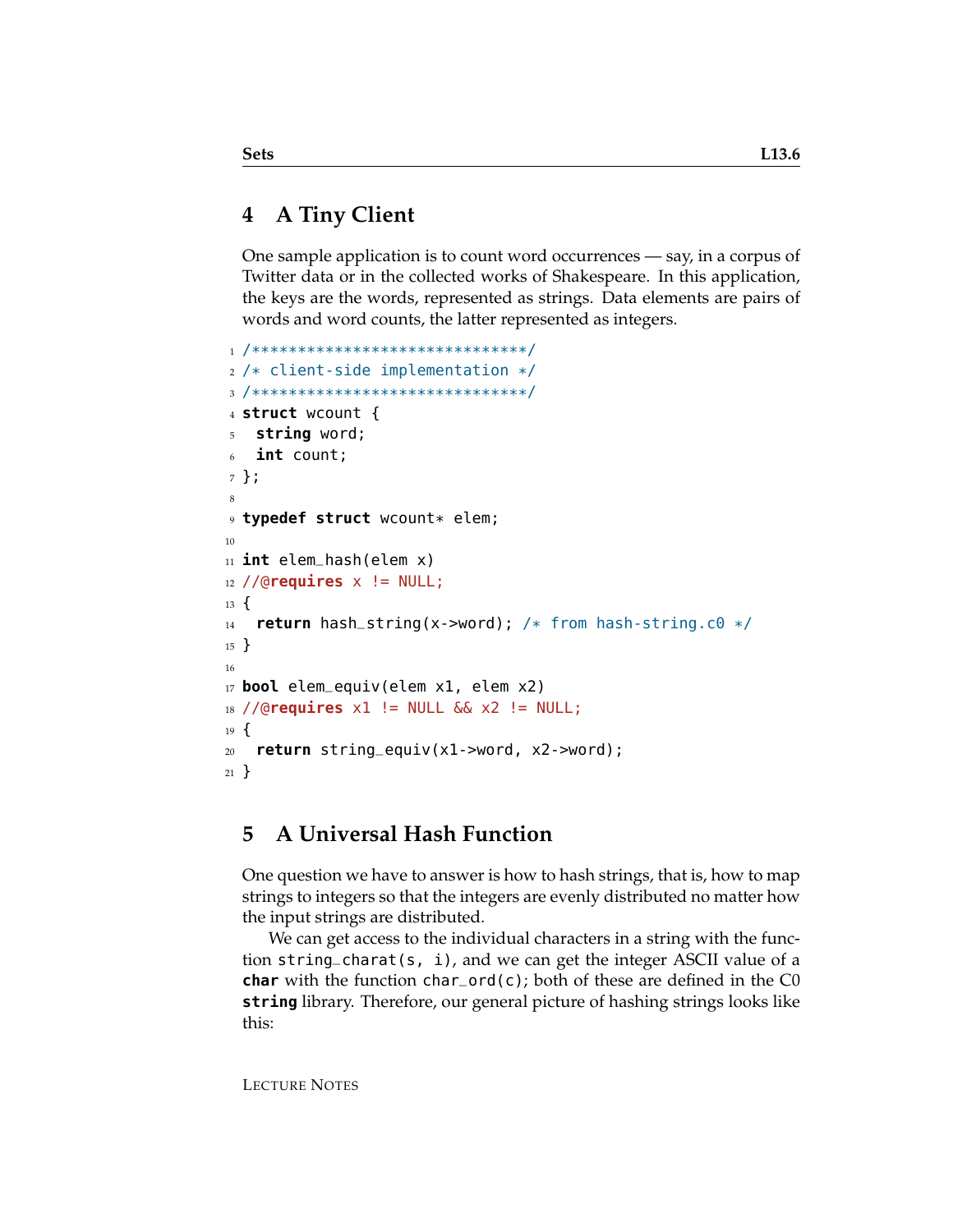## 4 A Tiny Client

One sample application is to count word occurrences — say, in a corpus of Twitter data or in the collected works of Shakespeare. In this application, the keys are the words, represented as strings. Data elements are pairs of words and word counts, the latter represented as integers.

```
/******************************/
/* client-side implementation */
/******************************/
struct wcount {
  string word;
  int count;
};

typedef struct wcount* elem;

int elem_hash(elem x)
//@requires x != NULL;
{
  return hash_string(x->word); /* from hash-string.c0 */
}

bool elem_equiv(elem x1, elem x2)
//@requires x1 != NULL && x2 != NULL;
{
  return string_equiv(x1->word, x2->word);
}
```

## 5 A Universal Hash Function

One question we have to answer is how to hash strings, that is, how to map strings to integers so that the integers are evenly distributed no matter how the input strings are distributed.

We can get access to the individual characters in a string with the function `string_charat(s, i)`, and we can get the integer ASCII value of a **char** with the function `char_ord(c)`; both of these are defined in the C0 **string** library. Therefore, our general picture of hashing strings looks like this: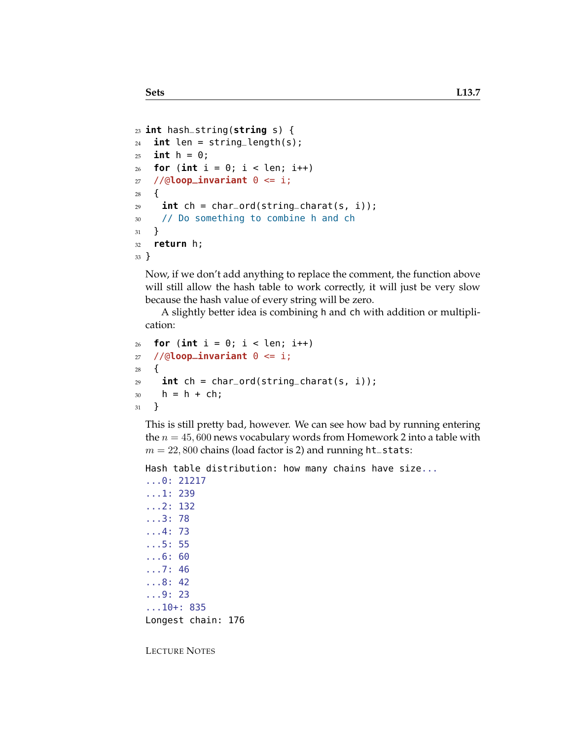```
23 int hash_string(string s) {
24   int len = string_length(s);
25   int h = 0;
26   for (int i = 0; i < len; i++)
27   //@loop_invariant 0 <= i;
28   {
29     int ch = char_ord(string_charat(s, i));
30     // Do something to combine h and ch
31   }
32   return h;
33 }
```

Now, if we don't add anything to replace the comment, the function above will still allow the hash table to work correctly, it will just be very slow because the hash value of every string will be zero.

A slightly better idea is combining h and ch with addition or multiplication:

```
26   for (int i = 0; i < len; i++)
27   //@loop_invariant 0 <= i;
28   {
29     int ch = char_ord(string_charat(s, i));
30     h = h + ch;
31   }
```

This is still pretty bad, however. We can see how bad by running entering the $n = 45,600$ news vocabulary words from Homework 2 into a table with $m = 22,800$ chains (load factor is 2) and running ht_stats:

```
Hash table distribution: how many chains have size...
...0: 21217
...1: 239
...2: 132
...3: 78
...4: 73
...5: 55
...6: 60
...7: 46
...8: 42
...9: 23
...10+: 835
Longest chain: 176
```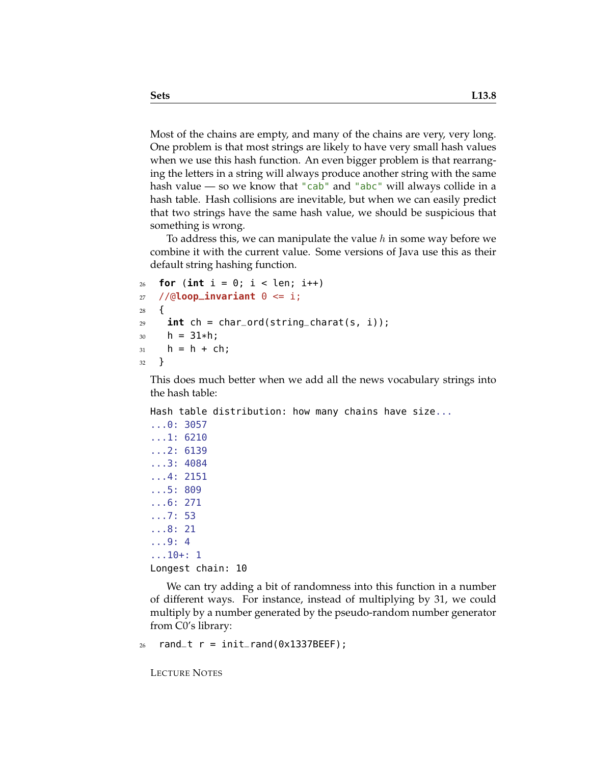Most of the chains are empty, and many of the chains are very, very long. One problem is that most strings are likely to have very small hash values when we use this hash function. An even bigger problem is that rearranging the letters in a string will always produce another string with the same hash value — so we know that "cab" and "abc" will always collide in a hash table. Hash collisions are inevitable, but when we can easily predict that two strings have the same hash value, we should be suspicious that something is wrong.

To address this, we can manipulate the value $h$ in some way before we combine it with the current value. Some versions of Java use this as their default string hashing function.

```
26  for (int i = 0; i < len; i++)
27  //@loop_invariant 0 <= i;
28  {
29    int ch = char_ord(string_charat(s, i));
30    h = 31*h;
31    h = h + ch;
32  }
```

This does much better when we add all the news vocabulary strings into the hash table:

```
Hash table distribution: how many chains have size...
...0: 3057
...1: 6210
...2: 6139
...3: 4084
...4: 2151
...5: 809
...6: 271
...7: 53
...8: 21
...9: 4
...10+: 1
Longest chain: 10
```

We can try adding a bit of randomness into this function in a number of different ways. For instance, instead of multiplying by 31, we could multiply by a number generated by the pseudo-random number generator from C0's library:

```
26  rand_t r = init_rand(0x1337BEEF);
```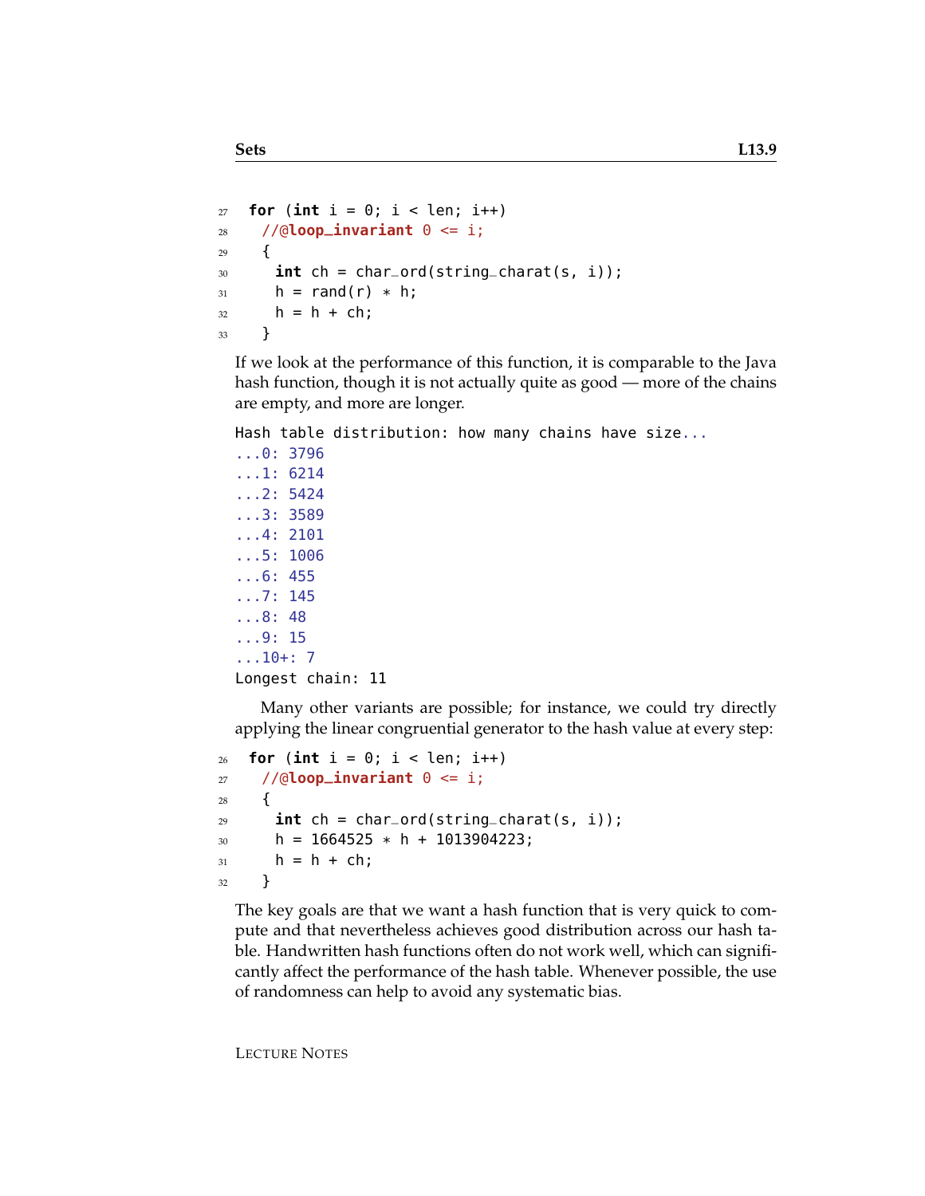```
27  for (int i = 0; i < len; i++)
28    //@loop_invariant 0 <= i;
29    {
30      int ch = char_ord(string_charat(s, i));
31      h = rand(r) * h;
32      h = h + ch;
33    }
```

If we look at the performance of this function, it is comparable to the Java hash function, though it is not actually quite as good — more of the chains are empty, and more are longer.

```
Hash table distribution: how many chains have size...
...0: 3796
...1: 6214
...2: 5424
...3: 3589
...4: 2101
...5: 1006
...6: 455
...7: 145
...8: 48
...9: 15
...10+: 7
Longest chain: 11
```

Many other variants are possible; for instance, we could try directly applying the linear congruential generator to the hash value at every step:

```
26  for (int i = 0; i < len; i++)
27    //@loop_invariant 0 <= i;
28    {
29      int ch = char_ord(string_charat(s, i));
30      h = 1664525 * h + 1013904223;
31      h = h + ch;
32    }
```

The key goals are that we want a hash function that is very quick to compute and that nevertheless achieves good distribution across our hash table. Handwritten hash functions often do not work well, which can significantly affect the performance of the hash table. Whenever possible, the use of randomness can help to avoid any systematic bias.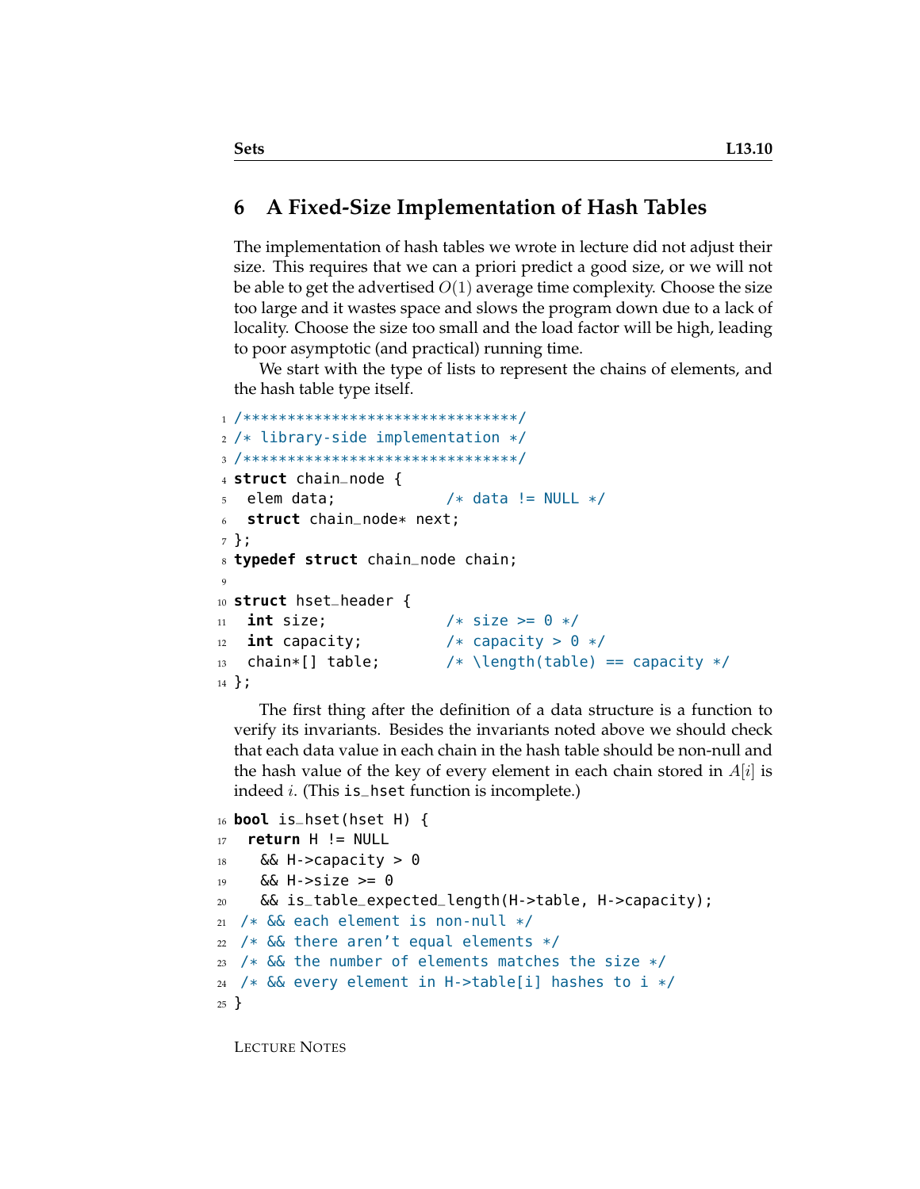## 6 A Fixed-Size Implementation of Hash Tables

The implementation of hash tables we wrote in lecture did not adjust their size. This requires that we can a priori predict a good size, or we will not be able to get the advertised $O(1)$ average time complexity. Choose the size too large and it wastes space and slows the program down due to a lack of locality. Choose the size too small and the load factor will be high, leading to poor asymptotic (and practical) running time.

We start with the type of lists to represent the chains of elements, and the hash table type itself.

```
1  /*******************************/
2  /* library-side implementation */
3  /*******************************/
4  struct chain_node {
5    elem data;             /* data != NULL */
6    struct chain_node* next;
7  };
8  typedef struct chain_node chain;
9
10 struct hset_header {
11   int size;              /* size >= 0 */
12   int capacity;          /* capacity > 0 */
13   chain*[] table;        /* \length(table) == capacity */
14 };
```

The first thing after the definition of a data structure is a function to verify its invariants. Besides the invariants noted above we should check that each data value in each chain in the hash table should be non-null and the hash value of the key of every element in each chain stored in $A[i]$ is indeed $i$. (This `is_hset` function is incomplete.)

```
16 bool is_hset(hset H) {
17   return H != NULL
18     && H->capacity > 0
19     && H->size >= 0
20     && is_table_expected_length(H->table, H->capacity);
21  /* && each element is non-null */
22  /* && there aren't equal elements */
23  /* && the number of elements matches the size */
24  /* && every element in H->table[i] hashes to i */
25 }
```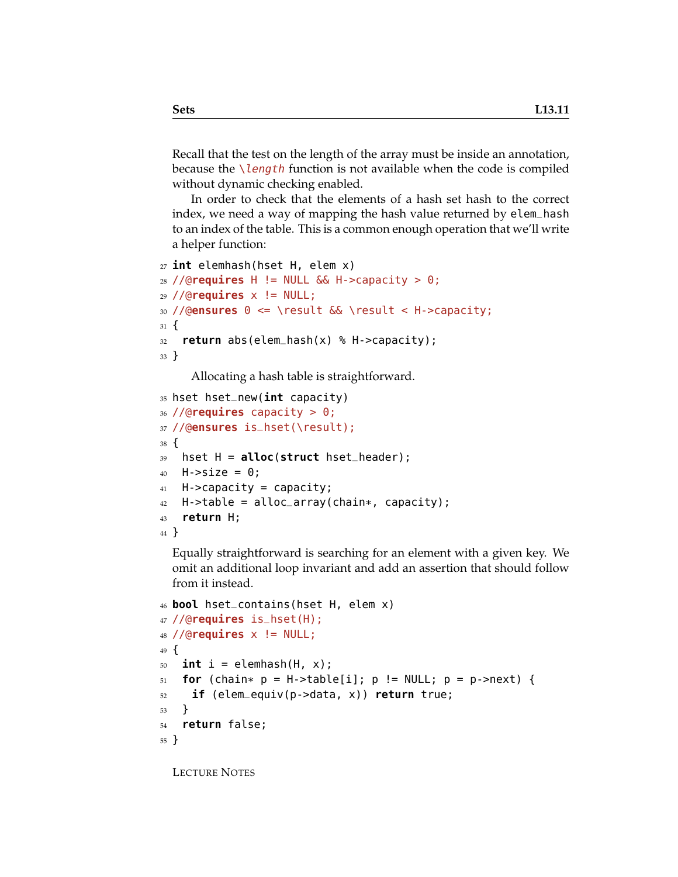Recall that the test on the length of the array must be inside an annotation, because the `\length` function is not available when the code is compiled without dynamic checking enabled.

In order to check that the elements of a hash set hash to the correct index, we need a way of mapping the hash value returned by `elem_hash` to an index of the table. This is a common enough operation that we'll write a helper function:

```
27 int elemhash(hset H, elem x)
28 //@requires H != NULL && H->capacity > 0;
29 //@requires x != NULL;
30 //@ensures 0 <= \result && \result < H->capacity;
31 {
32   return abs(elem_hash(x) % H->capacity);
33 }
```

Allocating a hash table is straightforward.

```
35 hset hset_new(int capacity)
36 //@requires capacity > 0;
37 //@ensures is_hset(\result);
38 {
39   hset H = alloc(struct hset_header);
40   H->size = 0;
41   H->capacity = capacity;
42   H->table = alloc_array(chain*, capacity);
43   return H;
44 }
```

Equally straightforward is searching for an element with a given key. We omit an additional loop invariant and add an assertion that should follow from it instead.

```
46 bool hset_contains(hset H, elem x)
47 //@requires is_hset(H);
48 //@requires x != NULL;
49 {
50   int i = elemhash(H, x);
51   for (chain* p = H->table[i]; p != NULL; p = p->next) {
52     if (elem_equiv(p->data, x)) return true;
53   }
54   return false;
55 }
```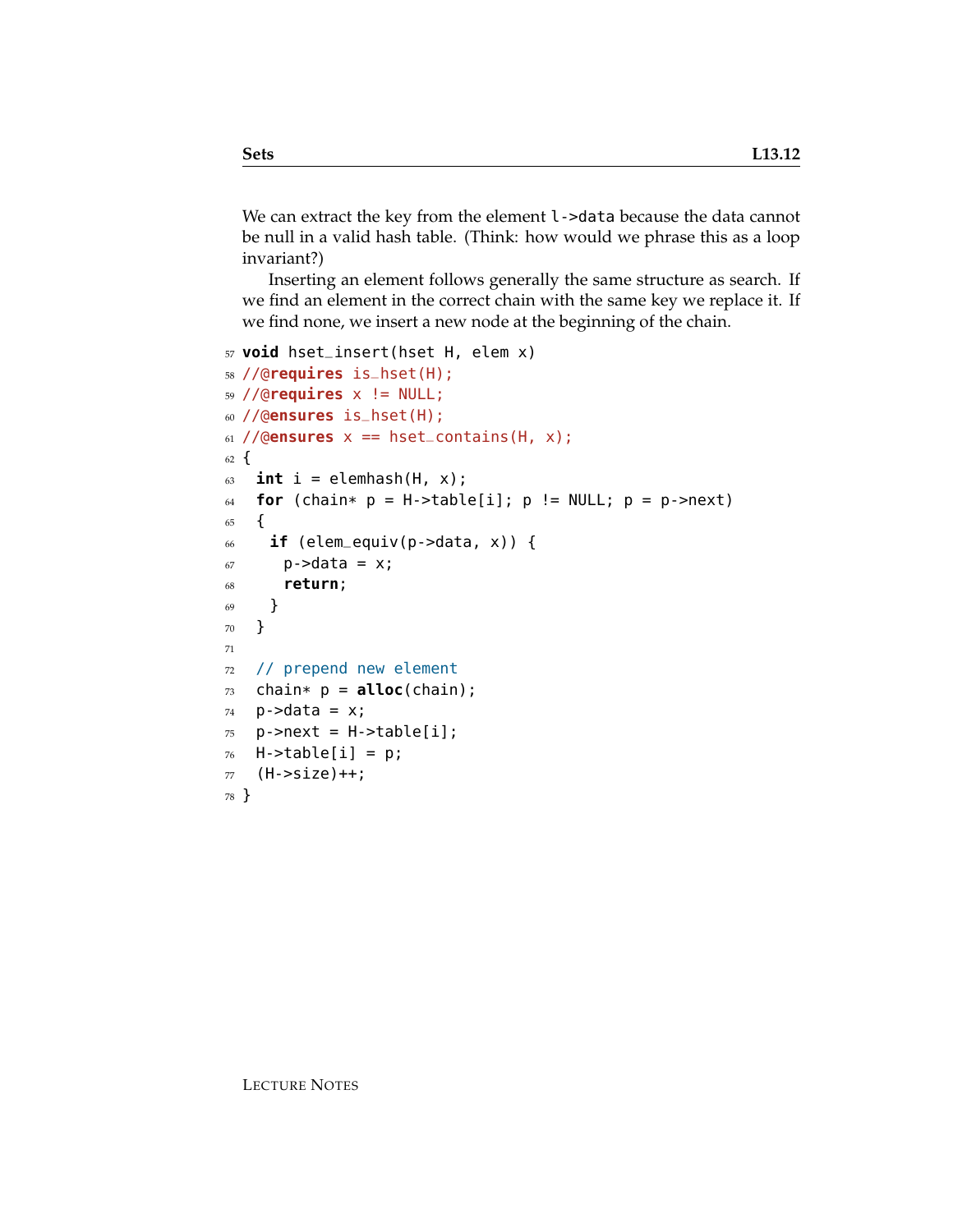We can extract the key from the element `l->data` because the data cannot be null in a valid hash table. (Think: how would we phrase this as a loop invariant?)

Inserting an element follows generally the same structure as search. If we find an element in the correct chain with the same key we replace it. If we find none, we insert a new node at the beginning of the chain.

```
57 void hset_insert(hset H, elem x)
58 //@requires is_hset(H);
59 //@requires x != NULL;
60 //@ensures is_hset(H);
61 //@ensures x == hset_contains(H, x);
62 {
63   int i = elemhash(H, x);
64   for (chain* p = H->table[i]; p != NULL; p = p->next)
65   {
66     if (elem_equiv(p->data, x)) {
67       p->data = x;
68       return;
69     }
70   }
71 
72   // prepend new element
73   chain* p = alloc(chain);
74   p->data = x;
75   p->next = H->table[i];
76   H->table[i] = p;
77   (H->size)++;
78 }
```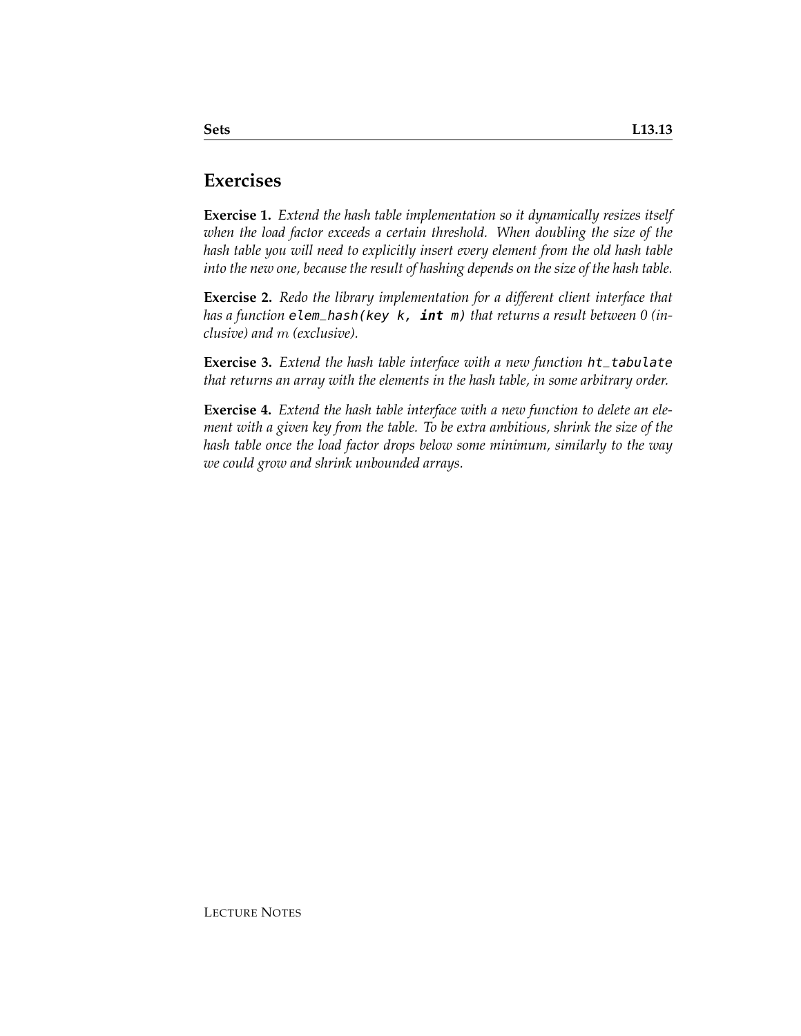## Exercises

**Exercise 1.** *Extend the hash table implementation so it dynamically resizes itself when the load factor exceeds a certain threshold. When doubling the size of the hash table you will need to explicitly insert every element from the old hash table into the new one, because the result of hashing depends on the size of the hash table.*

**Exercise 2.** *Redo the library implementation for a different client interface that has a function `elem_hash(key k, int m)` that returns a result between 0 (inclusive) and $m$ (exclusive).*

**Exercise 3.** *Extend the hash table interface with a new function `ht_tabulate` that returns an array with the elements in the hash table, in some arbitrary order.*

**Exercise 4.** *Extend the hash table interface with a new function to delete an element with a given key from the table. To be extra ambitious, shrink the size of the hash table once the load factor drops below some minimum, similarly to the way we could grow and shrink unbounded arrays.*